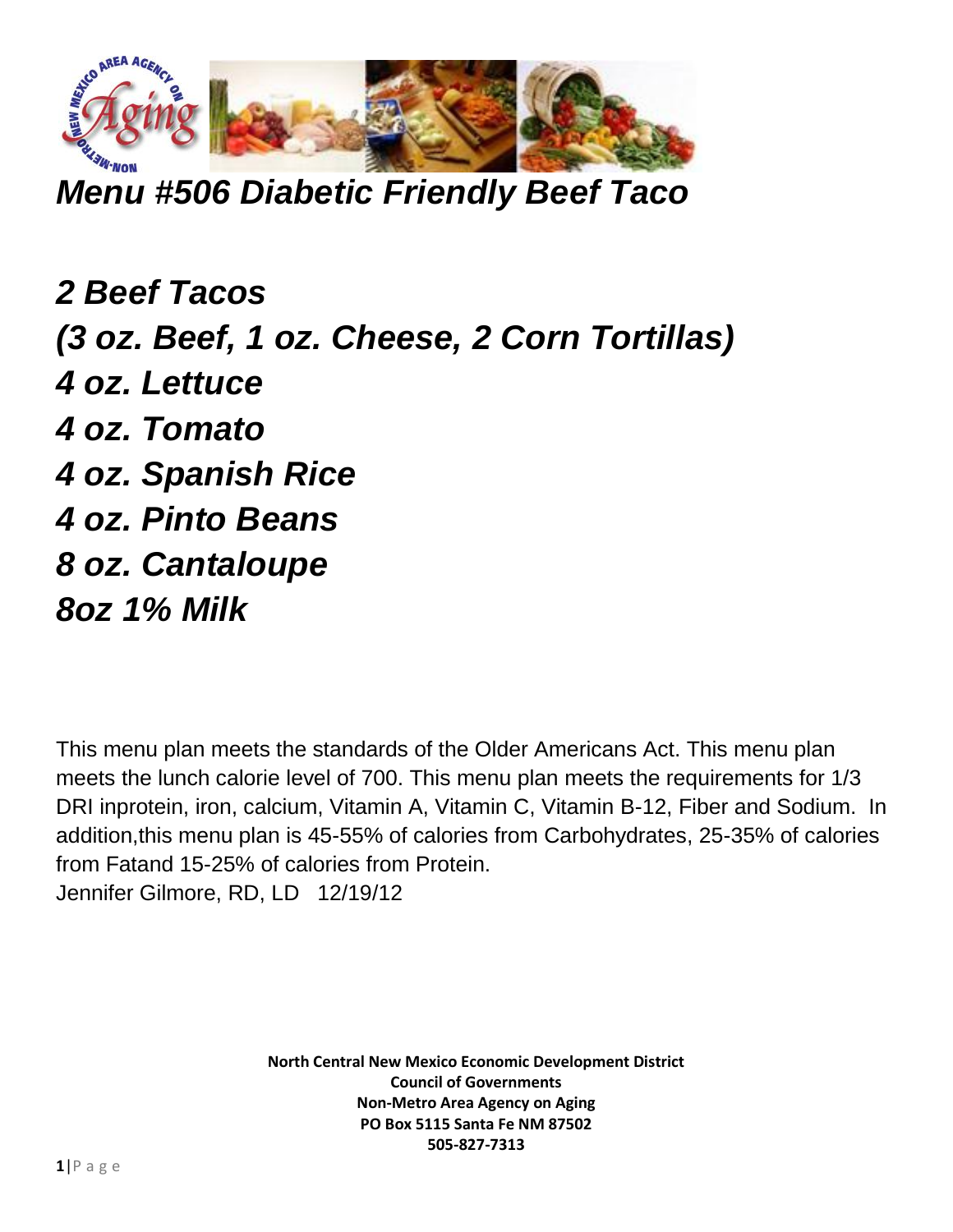# *Menu #506 Diabetic Friendly Beef Taco*

***2 Beef Tacos***
***(3 oz. Beef, 1 oz. Cheese, 2 Corn Tortillas)***
***4 oz. Lettuce***
***4 oz. Tomato***
***4 oz. Spanish Rice***
***4 oz. Pinto Beans***
***8 oz. Cantaloupe***
***8oz 1% Milk***

This menu plan meets the standards of the Older Americans Act. This menu plan meets the lunch calorie level of 700. This menu plan meets the requirements for 1/3 DRI inprotein, iron, calcium, Vitamin A, Vitamin C, Vitamin B-12, Fiber and Sodium. In addition,this menu plan is 45-55% of calories from Carbohydrates, 25-35% of calories from Fatand 15-25% of calories from Protein.
Jennifer Gilmore, RD, LD 12/19/12

**North Central New Mexico Economic Development District**
**Council of Governments**
**Non-Metro Area Agency on Aging**
**PO Box 5115 Santa Fe NM 87502**
**505-827-7313**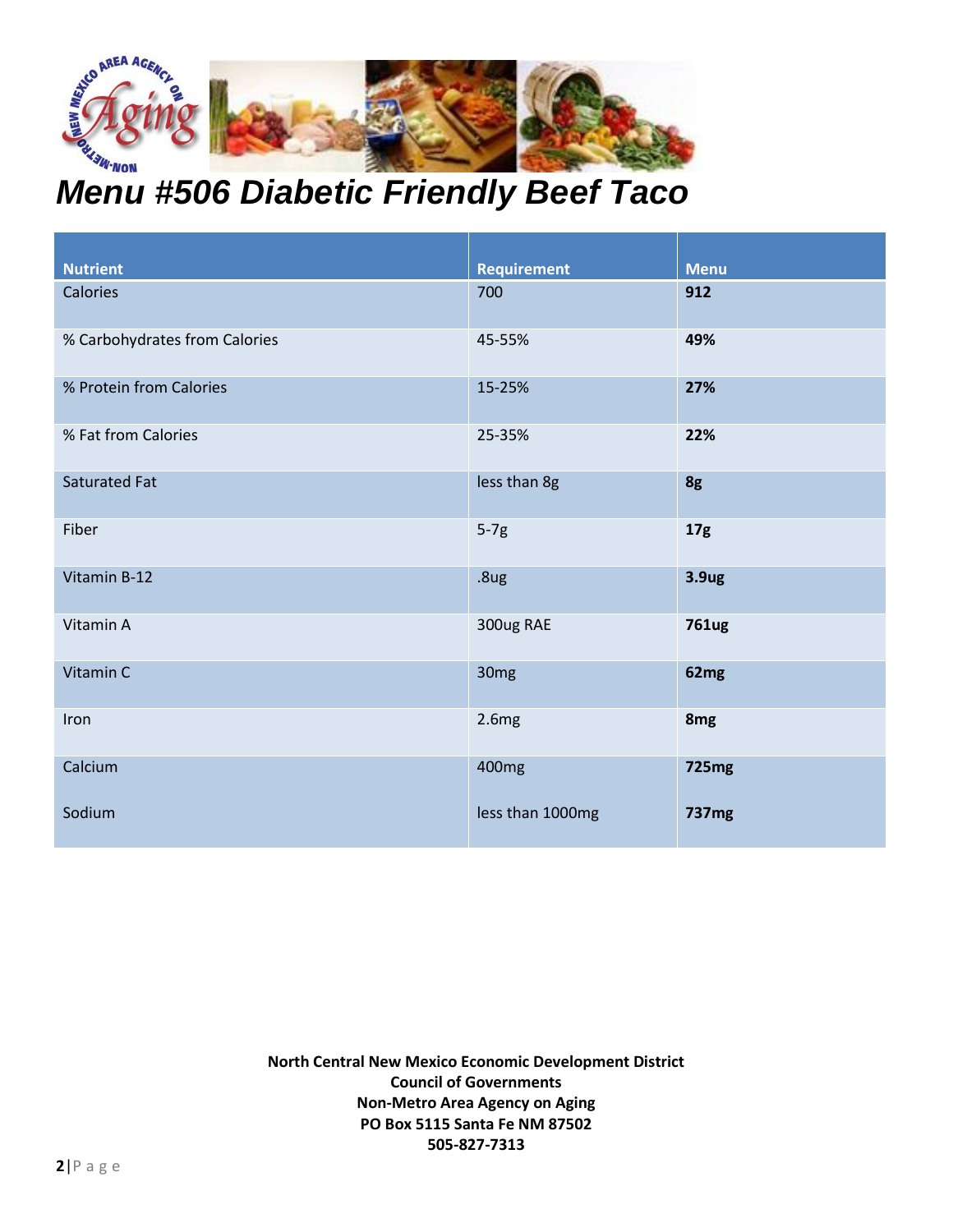# *Menu #506 Diabetic Friendly Beef Taco*

| Nutrient | Requirement | Menu |
|---|---|---|
| Calories | 700 | **912** |
| % Carbohydrates from Calories | 45-55% | **49%** |
| % Protein from Calories | 15-25% | **27%** |
| % Fat from Calories | 25-35% | **22%** |
| Saturated Fat | less than 8g | **8g** |
| Fiber | 5-7g | **17g** |
| Vitamin B-12 | .8ug | **3.9ug** |
| Vitamin A | 300ug RAE | **761ug** |
| Vitamin C | 30mg | **62mg** |
| Iron | 2.6mg | **8mg** |
| Calcium | 400mg | **725mg** |
| Sodium | less than 1000mg | **737mg** |

**North Central New Mexico Economic Development District**
**Council of Governments**
**Non-Metro Area Agency on Aging**
**PO Box 5115 Santa Fe NM 87502**
**505-827-7313**